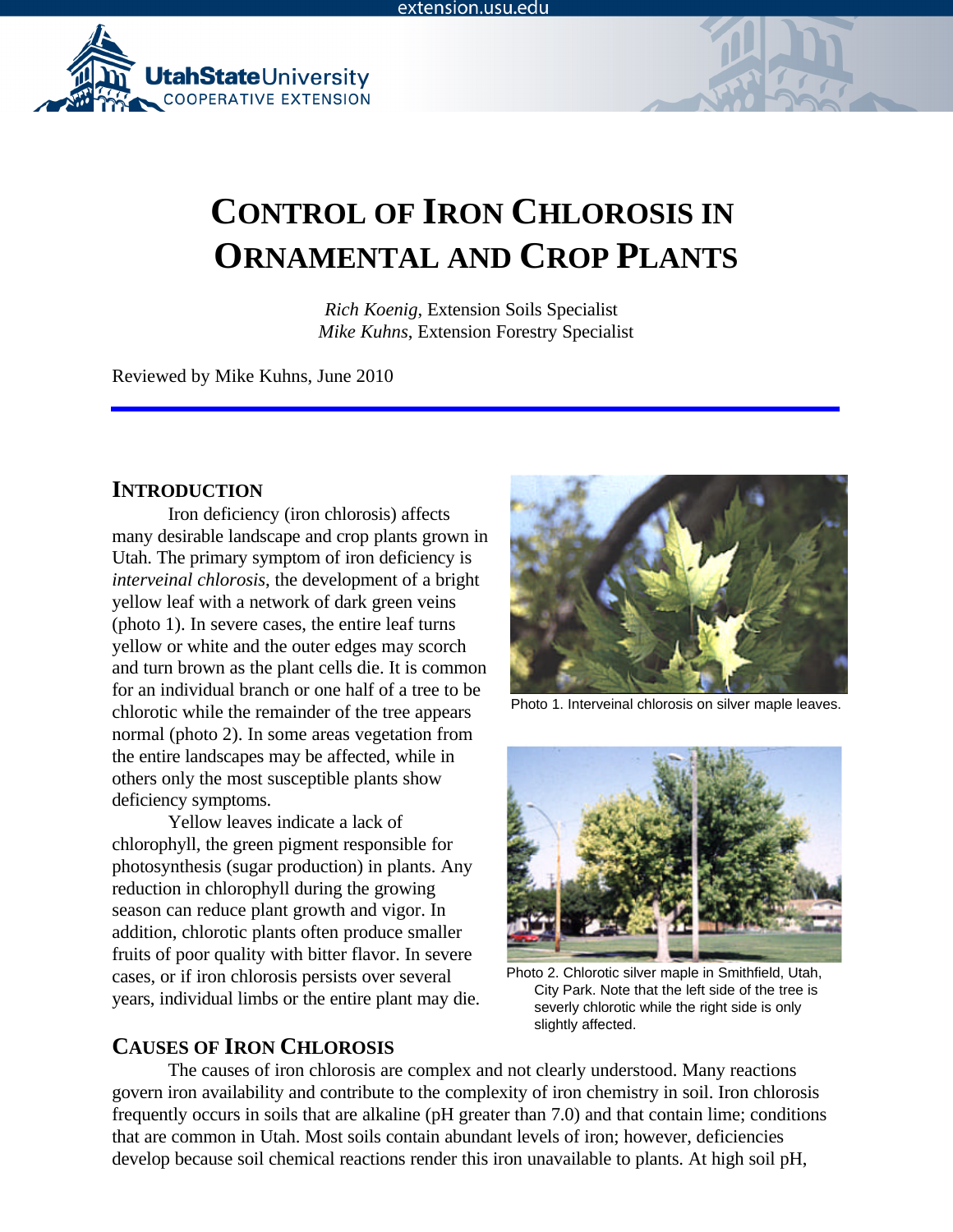# CONTROL OF IRON CHLOROSIS IN ORNAMENTAL AND CROP PLANTS

*Rich Koenig*, Extension Soils Specialist
*Mike Kuhns*, Extension Forestry Specialist

Reviewed by Mike Kuhns, June 2010

## INTRODUCTION

Iron deficiency (iron chlorosis) affects many desirable landscape and crop plants grown in Utah. The primary symptom of iron deficiency is *interveinal chlorosis*, the development of a bright yellow leaf with a network of dark green veins (photo 1). In severe cases, the entire leaf turns yellow or white and the outer edges may scorch and turn brown as the plant cells die. It is common for an individual branch or one half of a tree to be chlorotic while the remainder of the tree appears normal (photo 2). In some areas vegetation from the entire landscapes may be affected, while in others only the most susceptible plants show deficiency symptoms.

Yellow leaves indicate a lack of chlorophyll, the green pigment responsible for photosynthesis (sugar production) in plants. Any reduction in chlorophyll during the growing season can reduce plant growth and vigor. In addition, chlorotic plants often produce smaller fruits of poor quality with bitter flavor. In severe cases, or if iron chlorosis persists over several years, individual limbs or the entire plant may die.

Photo 1. Interveinal chlorosis on silver maple leaves.

Photo 2. Chlorotic silver maple in Smithfield, Utah, City Park. Note that the left side of the tree is severly chlorotic while the right side is only slightly affected.

## CAUSES OF IRON CHLOROSIS

The causes of iron chlorosis are complex and not clearly understood. Many reactions govern iron availability and contribute to the complexity of iron chemistry in soil. Iron chlorosis frequently occurs in soils that are alkaline (pH greater than 7.0) and that contain lime; conditions that are common in Utah. Most soils contain abundant levels of iron; however, deficiencies develop because soil chemical reactions render this iron unavailable to plants. At high soil pH,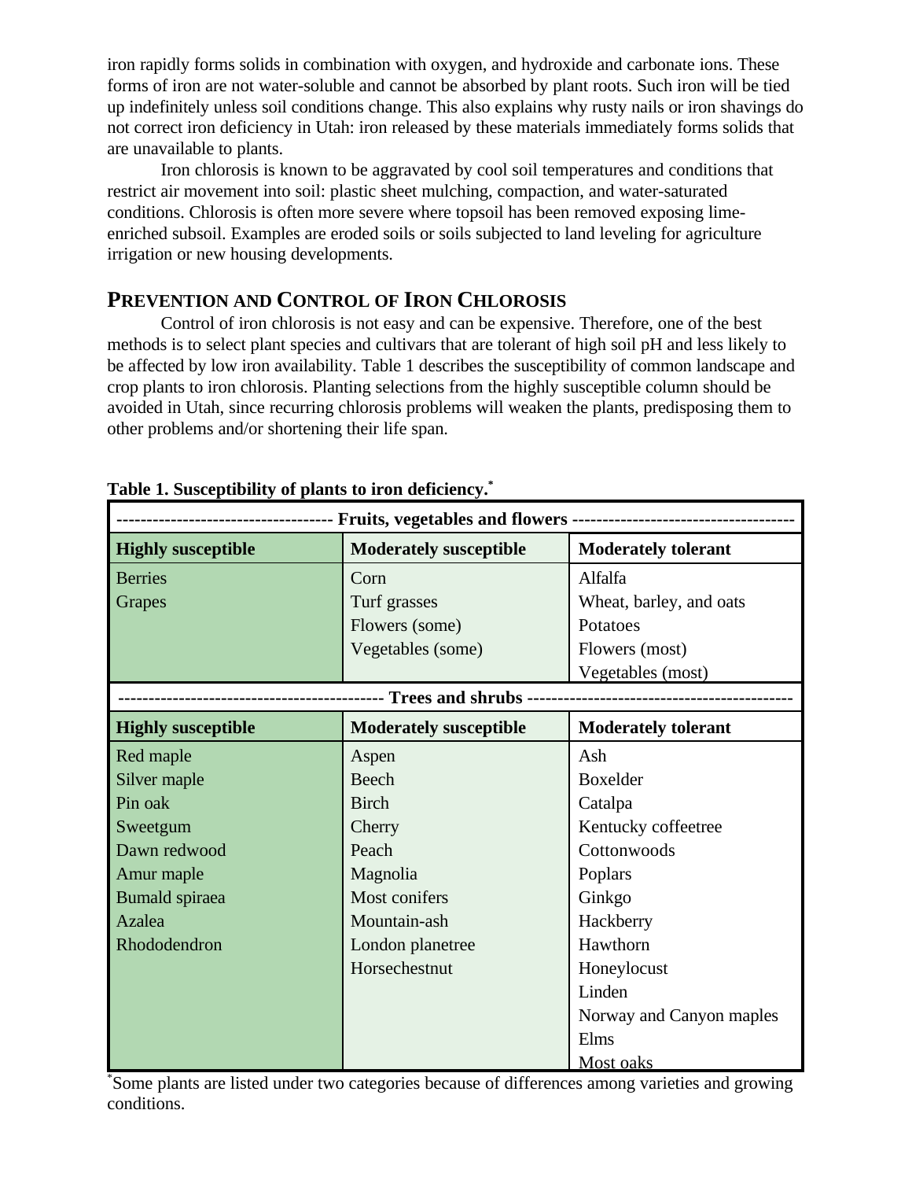iron rapidly forms solids in combination with oxygen, and hydroxide and carbonate ions. These forms of iron are not water-soluble and cannot be absorbed by plant roots. Such iron will be tied up indefinitely unless soil conditions change. This also explains why rusty nails or iron shavings do not correct iron deficiency in Utah: iron released by these materials immediately forms solids that are unavailable to plants.

Iron chlorosis is known to be aggravated by cool soil temperatures and conditions that restrict air movement into soil: plastic sheet mulching, compaction, and water-saturated conditions. Chlorosis is often more severe where topsoil has been removed exposing lime-enriched subsoil. Examples are eroded soils or soils subjected to land leveling for agriculture irrigation or new housing developments.

## PREVENTION AND CONTROL OF IRON CHLOROSIS

Control of iron chlorosis is not easy and can be expensive. Therefore, one of the best methods is to select plant species and cultivars that are tolerant of high soil pH and less likely to be affected by low iron availability. Table 1 describes the susceptibility of common landscape and crop plants to iron chlorosis. Planting selections from the highly susceptible column should be avoided in Utah, since recurring chlorosis problems will weaken the plants, predisposing them to other problems and/or shortening their life span.

**Table 1. Susceptibility of plants to iron deficiency.***

| Fruits, vegetables and flowers | | |
|---|---|---|
| **Highly susceptible** | **Moderately susceptible** | **Moderately tolerant** |
| Berries | Corn | Alfalfa |
| Grapes | Turf grasses | Wheat, barley, and oats |
| | Flowers (some) | Potatoes |
| | Vegetables (some) | Flowers (most) |
| | | Vegetables (most) |
| **Trees and shrubs** | | |
| **Highly susceptible** | **Moderately susceptible** | **Moderately tolerant** |
| Red maple | Aspen | Ash |
| Silver maple | Beech | Boxelder |
| Pin oak | Birch | Catalpa |
| Sweetgum | Cherry | Kentucky coffeetree |
| Dawn redwood | Peach | Cottonwoods |
| Amur maple | Magnolia | Poplars |
| Bumald spiraea | Most conifers | Ginkgo |
| Azalea | Mountain-ash | Hackberry |
| Rhododendron | London planetree | Hawthorn |
| | Horsechestnut | Honeylocust |
| | | Linden |
| | | Norway and Canyon maples |
| | | Elms |
| | | Most oaks |

*Some plants are listed under two categories because of differences among varieties and growing conditions.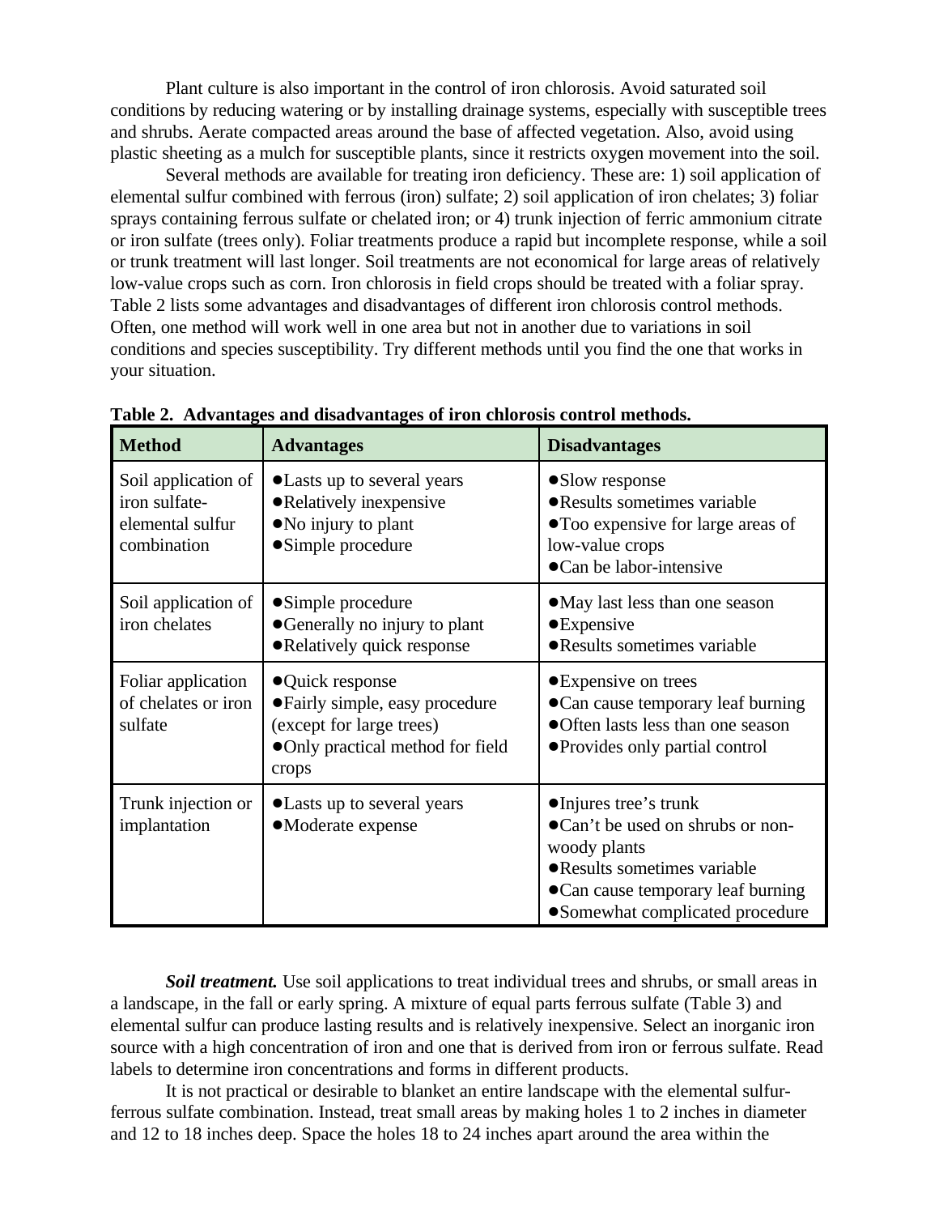Plant culture is also important in the control of iron chlorosis. Avoid saturated soil conditions by reducing watering or by installing drainage systems, especially with susceptible trees and shrubs. Aerate compacted areas around the base of affected vegetation. Also, avoid using plastic sheeting as a mulch for susceptible plants, since it restricts oxygen movement into the soil.

Several methods are available for treating iron deficiency. These are: 1) soil application of elemental sulfur combined with ferrous (iron) sulfate; 2) soil application of iron chelates; 3) foliar sprays containing ferrous sulfate or chelated iron; or 4) trunk injection of ferric ammonium citrate or iron sulfate (trees only). Foliar treatments produce a rapid but incomplete response, while a soil or trunk treatment will last longer. Soil treatments are not economical for large areas of relatively low-value crops such as corn. Iron chlorosis in field crops should be treated with a foliar spray. Table 2 lists some advantages and disadvantages of different iron chlorosis control methods. Often, one method will work well in one area but not in another due to variations in soil conditions and species susceptibility. Try different methods until you find the one that works in your situation.

**Table 2. Advantages and disadvantages of iron chlorosis control methods.**

| Method | Advantages | Disadvantages |
|---|---|---|
| Soil application of iron sulfate-elemental sulfur combination | ●Lasts up to several years<br>●Relatively inexpensive<br>●No injury to plant<br>●Simple procedure | ●Slow response<br>●Results sometimes variable<br>●Too expensive for large areas of low-value crops<br>●Can be labor-intensive |
| Soil application of iron chelates | ●Simple procedure<br>●Generally no injury to plant<br>●Relatively quick response | ●May last less than one season<br>●Expensive<br>●Results sometimes variable |
| Foliar application of chelates or iron sulfate | ●Quick response<br>●Fairly simple, easy procedure (except for large trees)<br>●Only practical method for field crops | ●Expensive on trees<br>●Can cause temporary leaf burning<br>●Often lasts less than one season<br>●Provides only partial control |
| Trunk injection or implantation | ●Lasts up to several years<br>●Moderate expense | ●Injures tree's trunk<br>●Can't be used on shrubs or non-woody plants<br>●Results sometimes variable<br>●Can cause temporary leaf burning<br>●Somewhat complicated procedure |

***Soil treatment.*** Use soil applications to treat individual trees and shrubs, or small areas in a landscape, in the fall or early spring. A mixture of equal parts ferrous sulfate (Table 3) and elemental sulfur can produce lasting results and is relatively inexpensive. Select an inorganic iron source with a high concentration of iron and one that is derived from iron or ferrous sulfate. Read labels to determine iron concentrations and forms in different products.

It is not practical or desirable to blanket an entire landscape with the elemental sulfur-ferrous sulfate combination. Instead, treat small areas by making holes 1 to 2 inches in diameter and 12 to 18 inches deep. Space the holes 18 to 24 inches apart around the area within the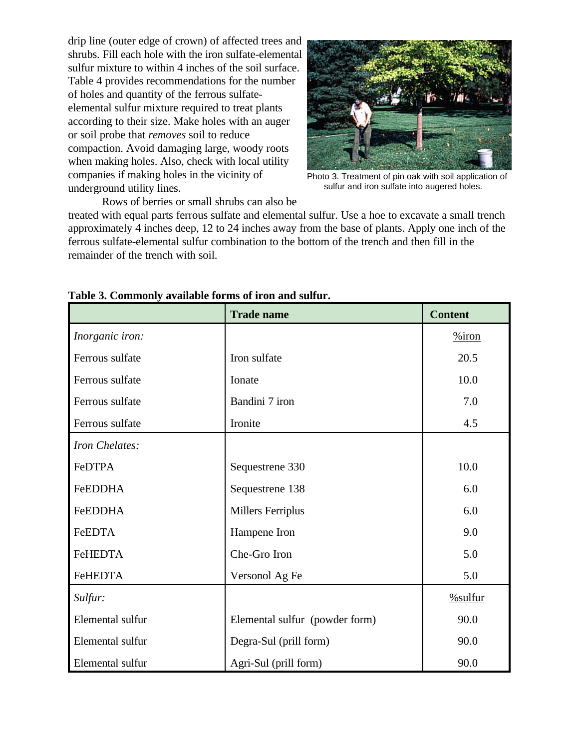drip line (outer edge of crown) of affected trees and shrubs. Fill each hole with the iron sulfate-elemental sulfur mixture to within 4 inches of the soil surface. Table 4 provides recommendations for the number of holes and quantity of the ferrous sulfate-elemental sulfur mixture required to treat plants according to their size. Make holes with an auger or soil probe that *removes* soil to reduce compaction. Avoid damaging large, woody roots when making holes. Also, check with local utility companies if making holes in the vicinity of underground utility lines.

Photo 3. Treatment of pin oak with soil application of sulfur and iron sulfate into augered holes.

Rows of berries or small shrubs can also be treated with equal parts ferrous sulfate and elemental sulfur. Use a hoe to excavate a small trench approximately 4 inches deep, 12 to 24 inches away from the base of plants. Apply one inch of the ferrous sulfate-elemental sulfur combination to the bottom of the trench and then fill in the remainder of the trench with soil.

**Table 3. Commonly available forms of iron and sulfur.**

| | Trade name | Content |
|---|---|---|
| *Inorganic iron:* | | %iron |
| Ferrous sulfate | Iron sulfate | 20.5 |
| Ferrous sulfate | Ionate | 10.0 |
| Ferrous sulfate | Bandini 7 iron | 7.0 |
| Ferrous sulfate | Ironite | 4.5 |
| *Iron Chelates:* | | |
| FeDTPA | Sequestrene 330 | 10.0 |
| FeEDDHA | Sequestrene 138 | 6.0 |
| FeEDDHA | Millers Ferriplus | 6.0 |
| FeEDTA | Hampene Iron | 9.0 |
| FeHEDTA | Che-Gro Iron | 5.0 |
| FeHEDTA | Versonol Ag Fe | 5.0 |
| *Sulfur:* | | %sulfur |
| Elemental sulfur | Elemental sulfur (powder form) | 90.0 |
| Elemental sulfur | Degra-Sul (prill form) | 90.0 |
| Elemental sulfur | Agri-Sul (prill form) | 90.0 |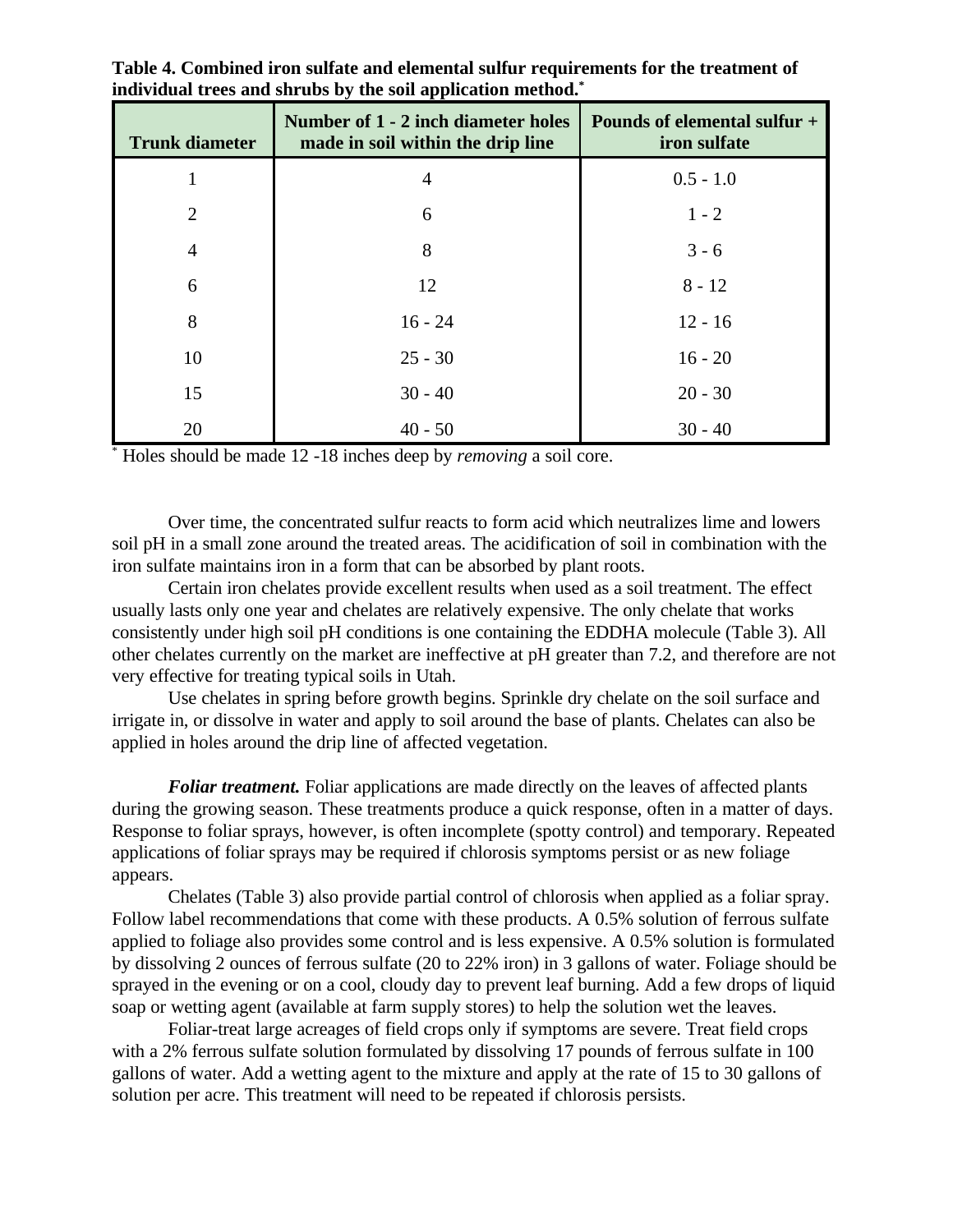**Table 4. Combined iron sulfate and elemental sulfur requirements for the treatment of individual trees and shrubs by the soil application method.***

| Trunk diameter | Number of 1 - 2 inch diameter holes made in soil within the drip line | Pounds of elemental sulfur + iron sulfate |
|---|---|---|
| 1 | 4 | 0.5 - 1.0 |
| 2 | 6 | 1 - 2 |
| 4 | 8 | 3 - 6 |
| 6 | 12 | 8 - 12 |
| 8 | 16 - 24 | 12 - 16 |
| 10 | 25 - 30 | 16 - 20 |
| 15 | 30 - 40 | 20 - 30 |
| 20 | 40 - 50 | 30 - 40 |

* Holes should be made 12 -18 inches deep by *removing* a soil core.

Over time, the concentrated sulfur reacts to form acid which neutralizes lime and lowers soil pH in a small zone around the treated areas. The acidification of soil in combination with the iron sulfate maintains iron in a form that can be absorbed by plant roots.

Certain iron chelates provide excellent results when used as a soil treatment. The effect usually lasts only one year and chelates are relatively expensive. The only chelate that works consistently under high soil pH conditions is one containing the EDDHA molecule (Table 3). All other chelates currently on the market are ineffective at pH greater than 7.2, and therefore are not very effective for treating typical soils in Utah.

Use chelates in spring before growth begins. Sprinkle dry chelate on the soil surface and irrigate in, or dissolve in water and apply to soil around the base of plants. Chelates can also be applied in holes around the drip line of affected vegetation.

***Foliar treatment.*** Foliar applications are made directly on the leaves of affected plants during the growing season. These treatments produce a quick response, often in a matter of days. Response to foliar sprays, however, is often incomplete (spotty control) and temporary. Repeated applications of foliar sprays may be required if chlorosis symptoms persist or as new foliage appears.

Chelates (Table 3) also provide partial control of chlorosis when applied as a foliar spray. Follow label recommendations that come with these products. A 0.5% solution of ferrous sulfate applied to foliage also provides some control and is less expensive. A 0.5% solution is formulated by dissolving 2 ounces of ferrous sulfate (20 to 22% iron) in 3 gallons of water. Foliage should be sprayed in the evening or on a cool, cloudy day to prevent leaf burning. Add a few drops of liquid soap or wetting agent (available at farm supply stores) to help the solution wet the leaves.

Foliar-treat large acreages of field crops only if symptoms are severe. Treat field crops with a 2% ferrous sulfate solution formulated by dissolving 17 pounds of ferrous sulfate in 100 gallons of water. Add a wetting agent to the mixture and apply at the rate of 15 to 30 gallons of solution per acre. This treatment will need to be repeated if chlorosis persists.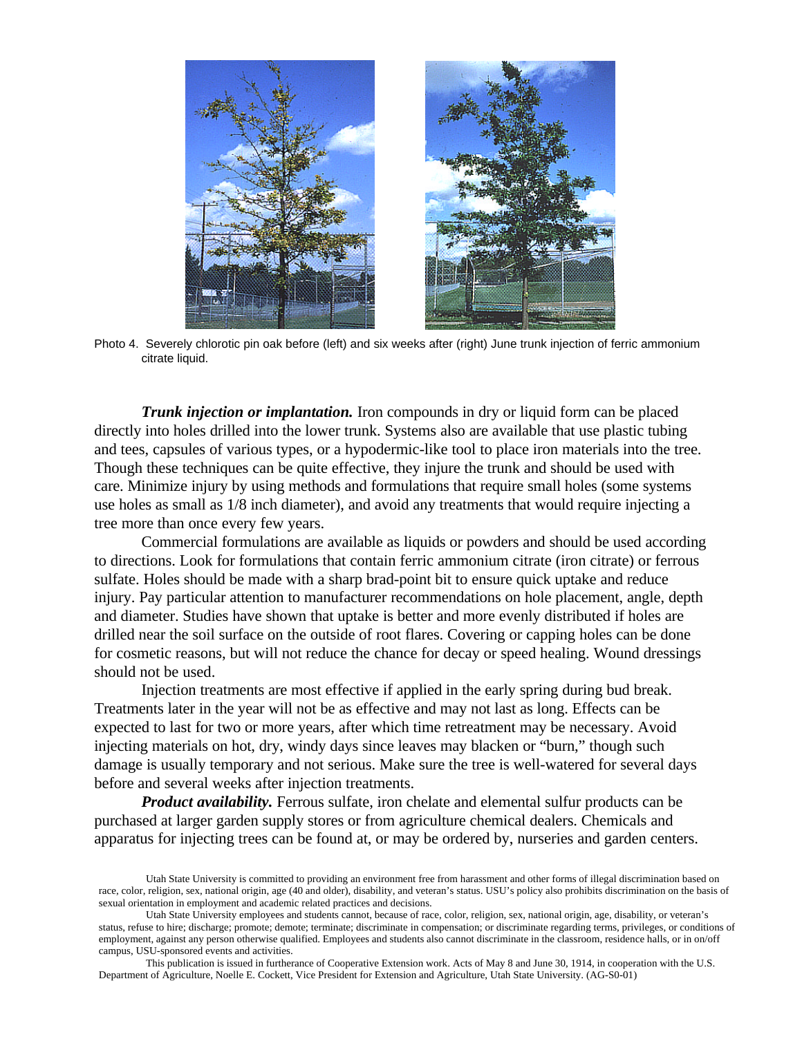Photo 4. Severely chlorotic pin oak before (left) and six weeks after (right) June trunk injection of ferric ammonium citrate liquid.

***Trunk injection or implantation.*** Iron compounds in dry or liquid form can be placed directly into holes drilled into the lower trunk. Systems also are available that use plastic tubing and tees, capsules of various types, or a hypodermic-like tool to place iron materials into the tree. Though these techniques can be quite effective, they injure the trunk and should be used with care. Minimize injury by using methods and formulations that require small holes (some systems use holes as small as 1/8 inch diameter), and avoid any treatments that would require injecting a tree more than once every few years.

Commercial formulations are available as liquids or powders and should be used according to directions. Look for formulations that contain ferric ammonium citrate (iron citrate) or ferrous sulfate. Holes should be made with a sharp brad-point bit to ensure quick uptake and reduce injury. Pay particular attention to manufacturer recommendations on hole placement, angle, depth and diameter. Studies have shown that uptake is better and more evenly distributed if holes are drilled near the soil surface on the outside of root flares. Covering or capping holes can be done for cosmetic reasons, but will not reduce the chance for decay or speed healing. Wound dressings should not be used.

Injection treatments are most effective if applied in the early spring during bud break. Treatments later in the year will not be as effective and may not last as long. Effects can be expected to last for two or more years, after which time retreatment may be necessary. Avoid injecting materials on hot, dry, windy days since leaves may blacken or "burn," though such damage is usually temporary and not serious. Make sure the tree is well-watered for several days before and several weeks after injection treatments.

***Product availability.*** Ferrous sulfate, iron chelate and elemental sulfur products can be purchased at larger garden supply stores or from agriculture chemical dealers. Chemicals and apparatus for injecting trees can be found at, or may be ordered by, nurseries and garden centers.

Utah State University is committed to providing an environment free from harassment and other forms of illegal discrimination based on race, color, religion, sex, national origin, age (40 and older), disability, and veteran's status. USU's policy also prohibits discrimination on the basis of sexual orientation in employment and academic related practices and decisions.

Utah State University employees and students cannot, because of race, color, religion, sex, national origin, age, disability, or veteran's status, refuse to hire; discharge; promote; demote; terminate; discriminate in compensation; or discriminate regarding terms, privileges, or conditions of employment, against any person otherwise qualified. Employees and students also cannot discriminate in the classroom, residence halls, or in on/off campus, USU-sponsored events and activities.

This publication is issued in furtherance of Cooperative Extension work. Acts of May 8 and June 30, 1914, in cooperation with the U.S. Department of Agriculture, Noelle E. Cockett, Vice President for Extension and Agriculture, Utah State University. (AG-S0-01)